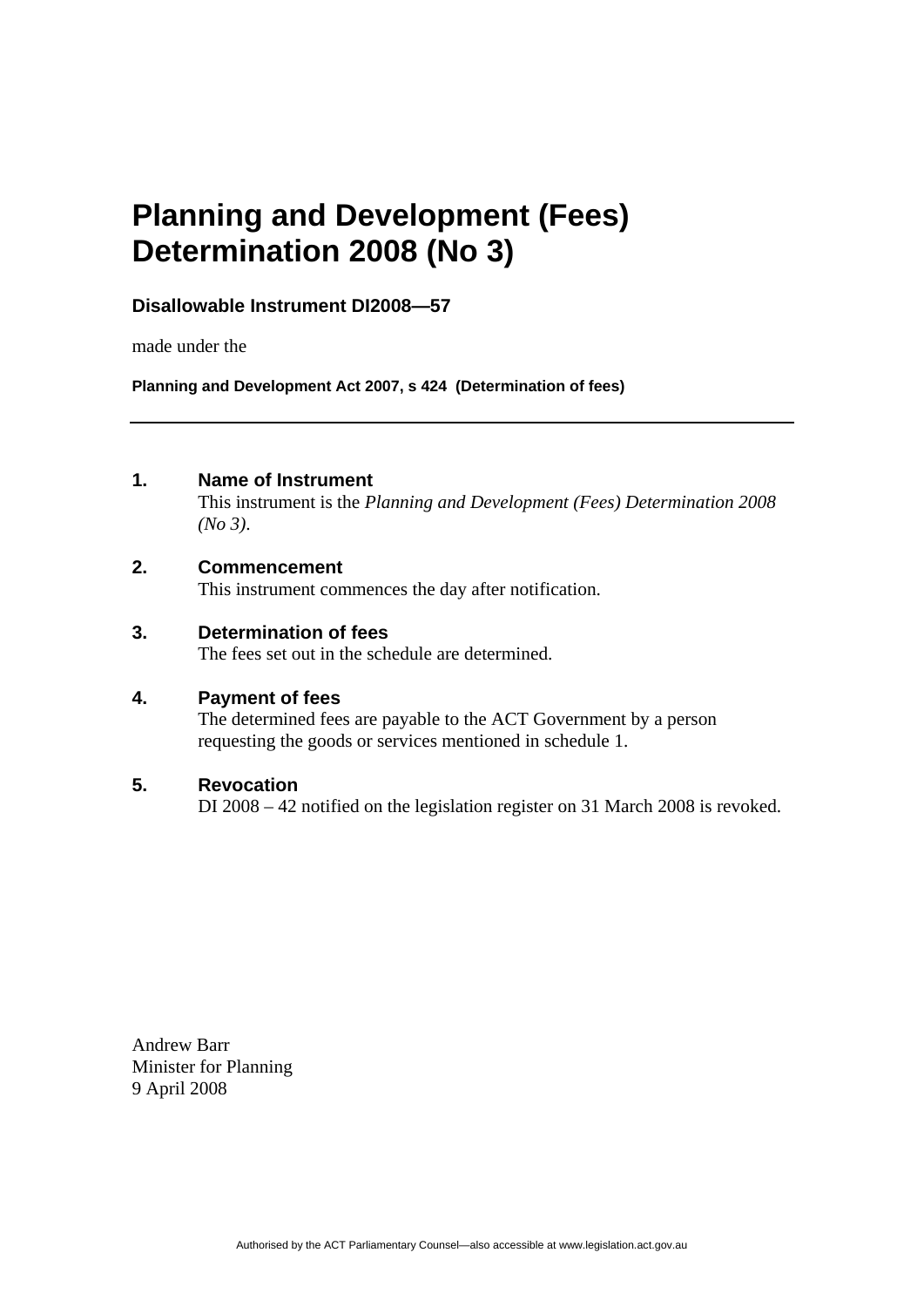# Planning and Development (Fees) Determination 2008 (No 3)

**Disallowable Instrument DI2008—57**

made under the

**Planning and Development Act 2007, s 424 (Determination of fees)**

---

## 1. Name of Instrument

This instrument is the *Planning and Development (Fees) Determination 2008 (No 3)*.

## 2. Commencement

This instrument commences the day after notification.

## 3. Determination of fees

The fees set out in the schedule are determined.

## 4. Payment of fees

The determined fees are payable to the ACT Government by a person requesting the goods or services mentioned in schedule 1.

## 5. Revocation

DI 2008 – 42 notified on the legislation register on 31 March 2008 is revoked.

Andrew Barr
Minister for Planning
9 April 2008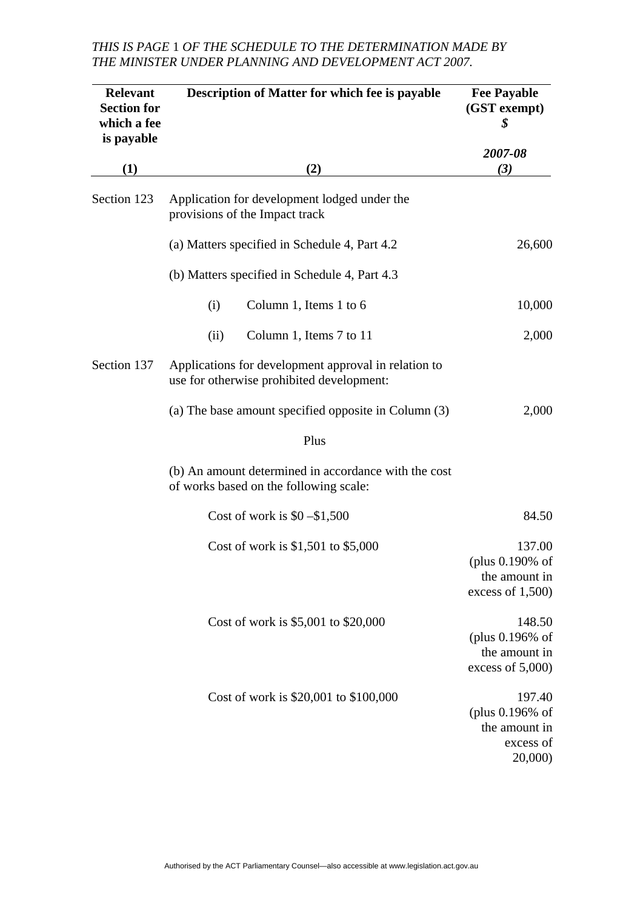*THIS IS PAGE* 1 *OF THE SCHEDULE TO THE DETERMINATION MADE BY THE MINISTER UNDER PLANNING AND DEVELOPMENT ACT 2007.*

| **Relevant Section for which a fee is payable** | **Description of Matter for which fee is payable** | **Fee Payable (GST exempt) $** *2007-08* |
|---|---|---|
| **(1)** | **(2)** | ***(3)*** |
| Section 123 | Application for development lodged under the provisions of the Impact track | |
| | (a) Matters specified in Schedule 4, Part 4.2 | 26,600 |
| | (b) Matters specified in Schedule 4, Part 4.3 | |
| | (i) Column 1, Items 1 to 6 | 10,000 |
| | (ii) Column 1, Items 7 to 11 | 2,000 |
| Section 137 | Applications for development approval in relation to use for otherwise prohibited development: | |
| | (a) The base amount specified opposite in Column (3) | 2,000 |
| | Plus | |
| | (b) An amount determined in accordance with the cost of works based on the following scale: | |
| | Cost of work is $0 –$1,500 | 84.50 |
| | Cost of work is $1,501 to $5,000 | 137.00 (plus 0.190% of the amount in excess of 1,500) |
| | Cost of work is $5,001 to $20,000 | 148.50 (plus 0.196% of the amount in excess of 5,000) |
| | Cost of work is $20,001 to $100,000 | 197.40 (plus 0.196% of the amount in excess of 20,000) |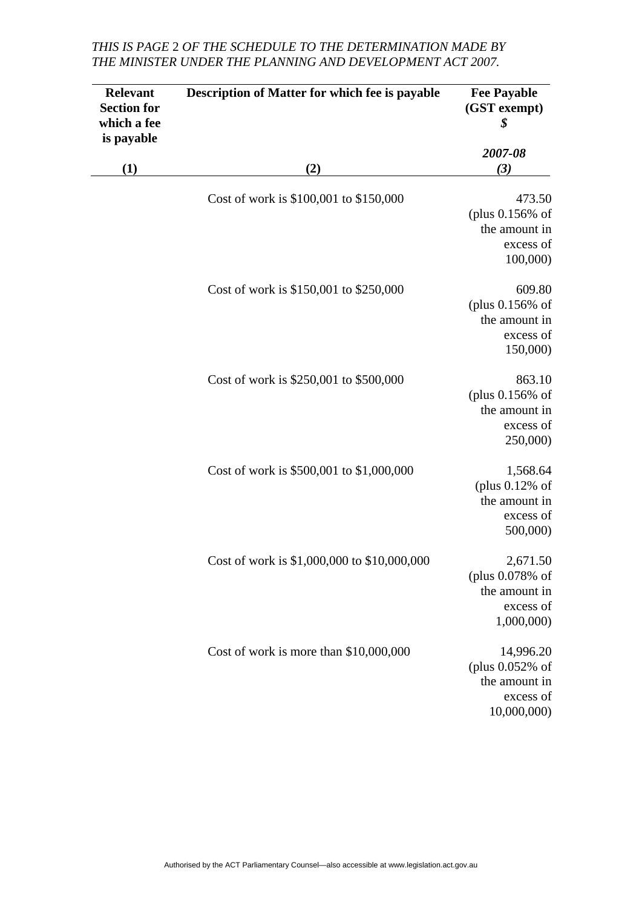*THIS IS PAGE 2 OF THE SCHEDULE TO THE DETERMINATION MADE BY THE MINISTER UNDER THE PLANNING AND DEVELOPMENT ACT 2007.*

| **Relevant Section for which a fee is payable** | **Description of Matter for which fee is payable** | **Fee Payable (GST exempt)** ***$*** ***2007-08*** |
|---|---|---|
| **(1)** | **(2)** | ***(3)*** |
| | Cost of work is $100,001 to $150,000 | 473.50 (plus 0.156% of the amount in excess of 100,000) |
| | Cost of work is $150,001 to $250,000 | 609.80 (plus 0.156% of the amount in excess of 150,000) |
| | Cost of work is $250,001 to $500,000 | 863.10 (plus 0.156% of the amount in excess of 250,000) |
| | Cost of work is $500,001 to $1,000,000 | 1,568.64 (plus 0.12% of the amount in excess of 500,000) |
| | Cost of work is $1,000,000 to $10,000,000 | 2,671.50 (plus 0.078% of the amount in excess of 1,000,000) |
| | Cost of work is more than $10,000,000 | 14,996.20 (plus 0.052% of the amount in excess of 10,000,000) |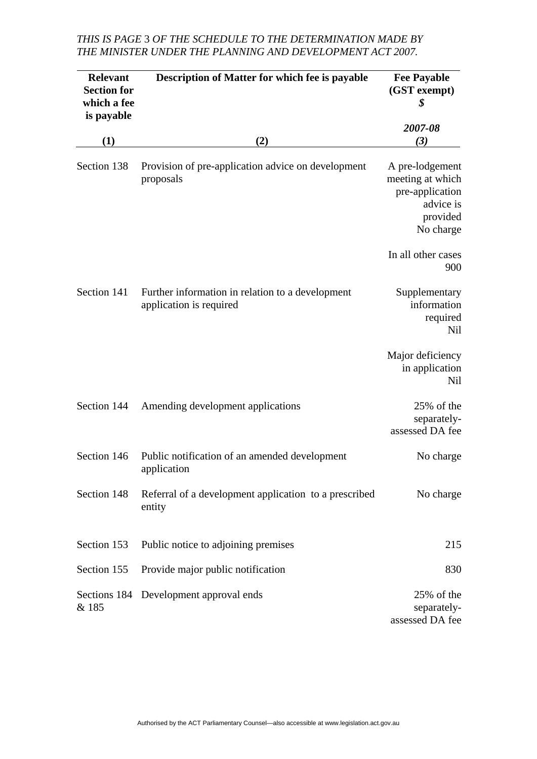*THIS IS PAGE* 3 *OF THE SCHEDULE TO THE DETERMINATION MADE BY THE MINISTER UNDER THE PLANNING AND DEVELOPMENT ACT 2007.*

| Relevant Section for which a fee is payable | Description of Matter for which fee is payable | Fee Payable (GST exempt) *$* *2007-08* |
|---|---|---|
| **(1)** | **(2)** | ***(3)*** |
| Section 138 | Provision of pre-application advice on development proposals | A pre-lodgement meeting at which pre-application advice is provided No charge<br><br>In all other cases 900 |
| Section 141 | Further information in relation to a development application is required | Supplementary information required Nil<br><br>Major deficiency in application Nil |
| Section 144 | Amending development applications | 25% of the separately-assessed DA fee |
| Section 146 | Public notification of an amended development application | No charge |
| Section 148 | Referral of a development application to a prescribed entity | No charge |
| Section 153 | Public notice to adjoining premises | 215 |
| Section 155 | Provide major public notification | 830 |
| Sections 184 & 185 | Development approval ends | 25% of the separately-assessed DA fee |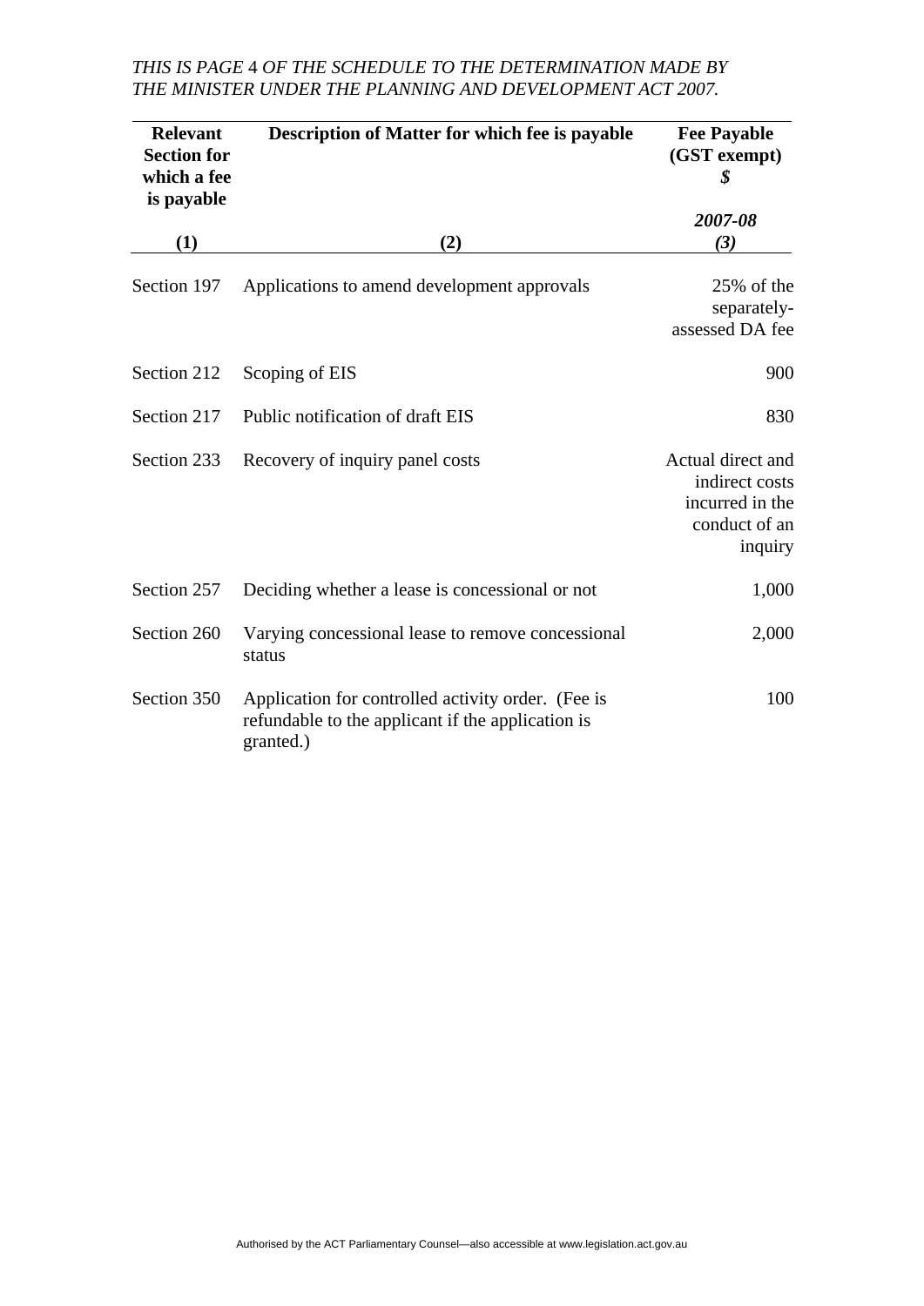*THIS IS PAGE 4 OF THE SCHEDULE TO THE DETERMINATION MADE BY THE MINISTER UNDER THE PLANNING AND DEVELOPMENT ACT 2007.*

| **Relevant Section for which a fee is payable** | **Description of Matter for which fee is payable** | **Fee Payable (GST exempt)** ***$*** ***2007-08*** |
|---|---|---|
| **(1)** | **(2)** | ***(3)*** |
| Section 197 | Applications to amend development approvals | 25% of the separately-assessed DA fee |
| Section 212 | Scoping of EIS | 900 |
| Section 217 | Public notification of draft EIS | 830 |
| Section 233 | Recovery of inquiry panel costs | Actual direct and indirect costs incurred in the conduct of an inquiry |
| Section 257 | Deciding whether a lease is concessional or not | 1,000 |
| Section 260 | Varying concessional lease to remove concessional status | 2,000 |
| Section 350 | Application for controlled activity order. (Fee is refundable to the applicant if the application is granted.) | 100 |